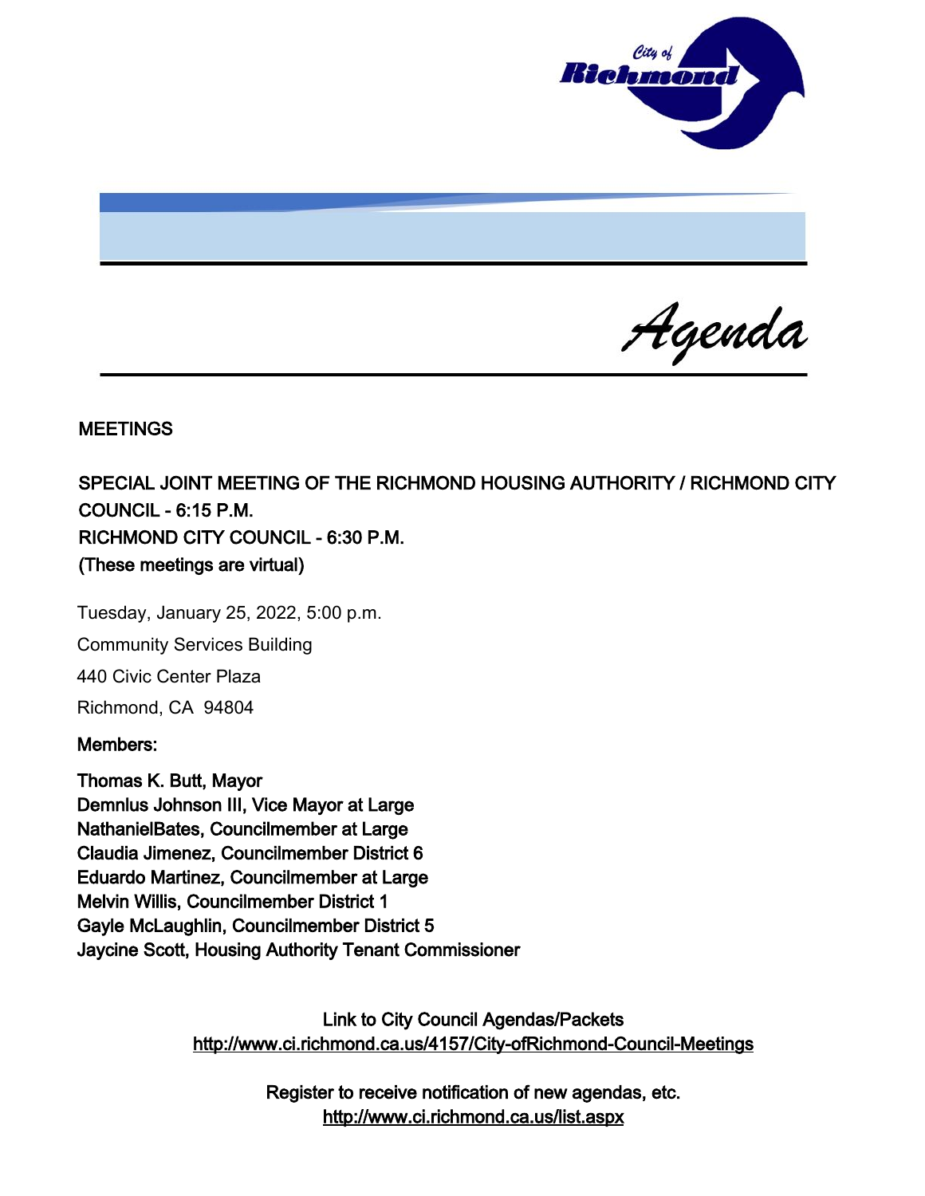# Agenda

## MEETINGS

**SPECIAL JOINT MEETING OF THE RICHMOND HOUSING AUTHORITY / RICHMOND CITY COUNCIL - 6:15 P.M.**
**RICHMOND CITY COUNCIL - 6:30 P.M.**
**(These meetings are virtual)**

Tuesday, January 25, 2022, 5:00 p.m.

Community Services Building

440 Civic Center Plaza

Richmond, CA 94804

**Members:**

**Thomas K. Butt, Mayor**
**Demnlus Johnson III, Vice Mayor at Large**
**NathanielBates, Councilmember at Large**
**Claudia Jimenez, Councilmember District 6**
**Eduardo Martinez, Councilmember at Large**
**Melvin Willis, Councilmember District 1**
**Gayle McLaughlin, Councilmember District 5**
**Jaycine Scott, Housing Authority Tenant Commissioner**

Link to City Council Agendas/Packets
http://www.ci.richmond.ca.us/4157/City-ofRichmond-Council-Meetings

Register to receive notification of new agendas, etc.
http://www.ci.richmond.ca.us/list.aspx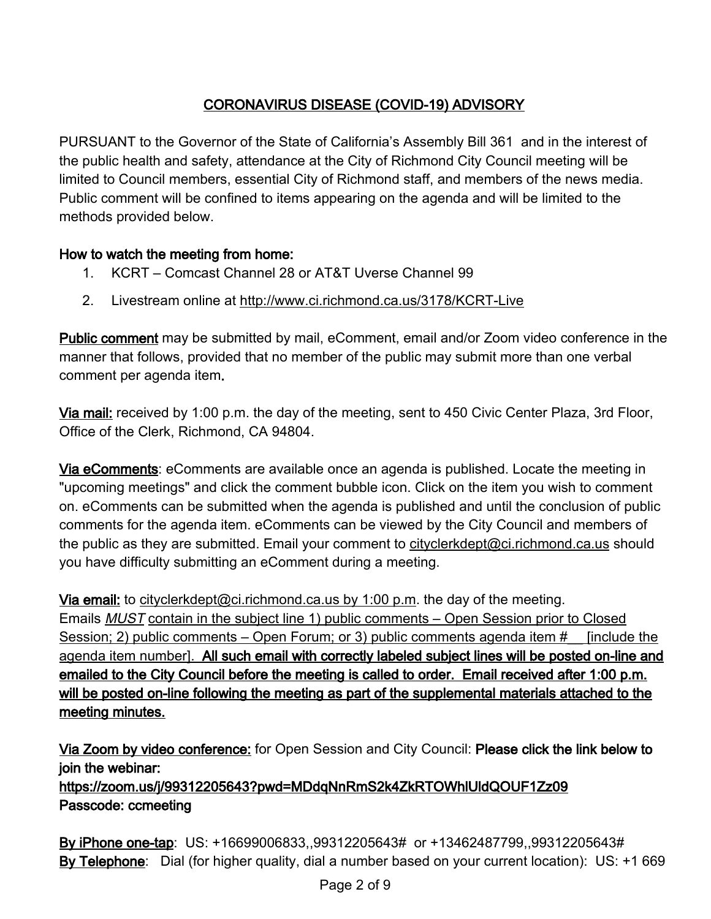# CORONAVIRUS DISEASE (COVID-19) ADVISORY

PURSUANT to the Governor of the State of California's Assembly Bill 361 and in the interest of the public health and safety, attendance at the City of Richmond City Council meeting will be limited to Council members, essential City of Richmond staff, and members of the news media. Public comment will be confined to items appearing on the agenda and will be limited to the methods provided below.

**How to watch the meeting from home:**

1. KCRT – Comcast Channel 28 or AT&T Uverse Channel 99
2. Livestream online at http://www.ci.richmond.ca.us/3178/KCRT-Live

**Public comment** may be submitted by mail, eComment, email and/or Zoom video conference in the manner that follows, provided that no member of the public may submit more than one verbal comment per agenda item.

**Via mail:** received by 1:00 p.m. the day of the meeting, sent to 450 Civic Center Plaza, 3rd Floor, Office of the Clerk, Richmond, CA 94804.

**Via eComments**: eComments are available once an agenda is published. Locate the meeting in "upcoming meetings" and click the comment bubble icon. Click on the item you wish to comment on. eComments can be submitted when the agenda is published and until the conclusion of public comments for the agenda item. eComments can be viewed by the City Council and members of the public as they are submitted. Email your comment to cityclerkdept@ci.richmond.ca.us should you have difficulty submitting an eComment during a meeting.

**Via email:** to cityclerkdept@ci.richmond.ca.us by 1:00 p.m. the day of the meeting. Emails *MUST* contain in the subject line 1) public comments – Open Session prior to Closed Session; 2) public comments – Open Forum; or 3) public comments agenda item # __ [include the agenda item number]. **All such email with correctly labeled subject lines will be posted on-line and emailed to the City Council before the meeting is called to order. Email received after 1:00 p.m. will be posted on-line following the meeting as part of the supplemental materials attached to the meeting minutes.**

**Via Zoom by video conference:** for Open Session and City Council: **Please click the link below to join the webinar:**
**https://zoom.us/j/99312205643?pwd=MDdqNnRmS2k4ZkRTOWhlUldQOUF1Zz09**
**Passcode: ccmeeting**

**By iPhone one-tap**: US: +16699006833,,99312205643# or +13462487799,,99312205643#
**By Telephone**: Dial (for higher quality, dial a number based on your current location): US: +1 669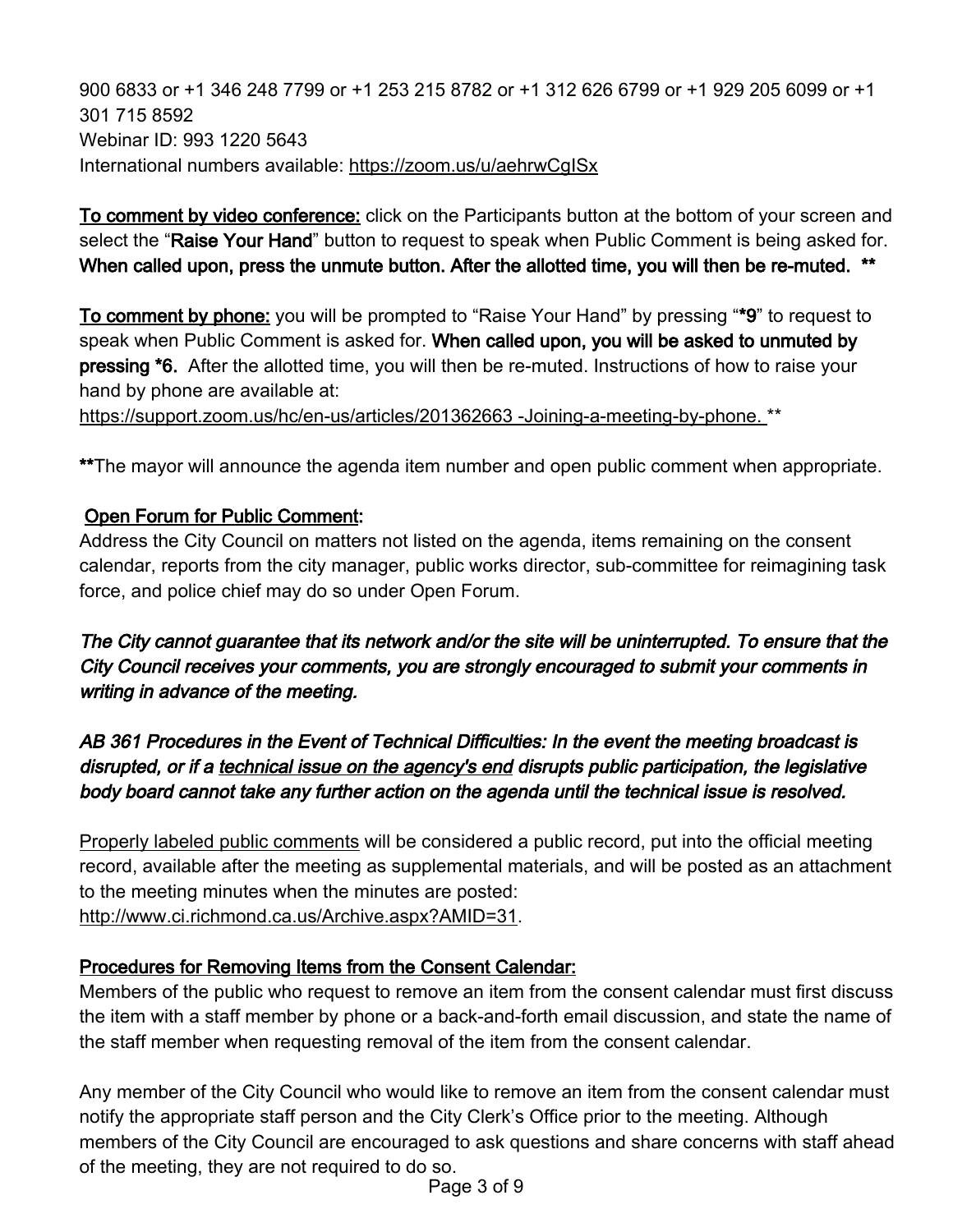900 6833 or +1 346 248 7799 or +1 253 215 8782 or +1 312 626 6799 or +1 929 205 6099 or +1 301 715 8592
Webinar ID: 993 1220 5643
International numbers available: https://zoom.us/u/aehrwCgISx

**To comment by video conference:** click on the Participants button at the bottom of your screen and select the "**Raise Your Hand**" button to request to speak when Public Comment is being asked for. **When called upon, press the unmute button. After the allotted time, you will then be re-muted. \*\***

**To comment by phone:** you will be prompted to "Raise Your Hand" by pressing "**\*9**" to request to speak when Public Comment is asked for. **When called upon, you will be asked to unmuted by pressing \*6.** After the allotted time, you will then be re-muted. Instructions of how to raise your hand by phone are available at:
https://support.zoom.us/hc/en-us/articles/201362663 -Joining-a-meeting-by-phone. **

**\*\***The mayor will announce the agenda item number and open public comment when appropriate.

**Open Forum for Public Comment:**
Address the City Council on matters not listed on the agenda, items remaining on the consent calendar, reports from the city manager, public works director, sub-committee for reimagining task force, and police chief may do so under Open Forum.

***The City cannot guarantee that its network and/or the site will be uninterrupted. To ensure that the City Council receives your comments, you are strongly encouraged to submit your comments in writing in advance of the meeting.***

***AB 361 Procedures in the Event of Technical Difficulties: In the event the meeting broadcast is disrupted, or if a technical issue on the agency's end disrupts public participation, the legislative body board cannot take any further action on the agenda until the technical issue is resolved.***

Properly labeled public comments will be considered a public record, put into the official meeting record, available after the meeting as supplemental materials, and will be posted as an attachment to the meeting minutes when the minutes are posted:
http://www.ci.richmond.ca.us/Archive.aspx?AMID=31.

**Procedures for Removing Items from the Consent Calendar:**
Members of the public who request to remove an item from the consent calendar must first discuss the item with a staff member by phone or a back-and-forth email discussion, and state the name of the staff member when requesting removal of the item from the consent calendar.

Any member of the City Council who would like to remove an item from the consent calendar must notify the appropriate staff person and the City Clerk's Office prior to the meeting. Although members of the City Council are encouraged to ask questions and share concerns with staff ahead of the meeting, they are not required to do so.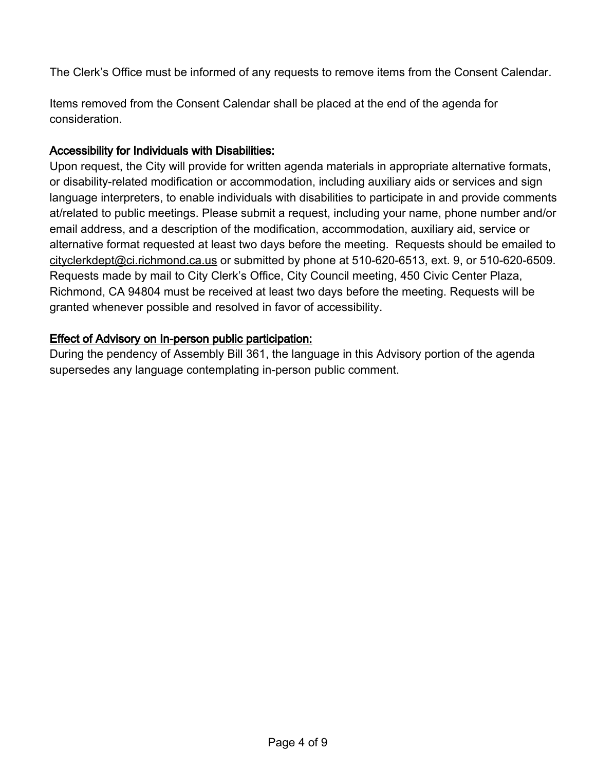The Clerk's Office must be informed of any requests to remove items from the Consent Calendar.

Items removed from the Consent Calendar shall be placed at the end of the agenda for consideration.

**Accessibility for Individuals with Disabilities:**

Upon request, the City will provide for written agenda materials in appropriate alternative formats, or disability-related modification or accommodation, including auxiliary aids or services and sign language interpreters, to enable individuals with disabilities to participate in and provide comments at/related to public meetings. Please submit a request, including your name, phone number and/or email address, and a description of the modification, accommodation, auxiliary aid, service or alternative format requested at least two days before the meeting. Requests should be emailed to cityclerkdept@ci.richmond.ca.us or submitted by phone at 510-620-6513, ext. 9, or 510-620-6509. Requests made by mail to City Clerk's Office, City Council meeting, 450 Civic Center Plaza, Richmond, CA 94804 must be received at least two days before the meeting. Requests will be granted whenever possible and resolved in favor of accessibility.

**Effect of Advisory on In-person public participation:**

During the pendency of Assembly Bill 361, the language in this Advisory portion of the agenda supersedes any language contemplating in-person public comment.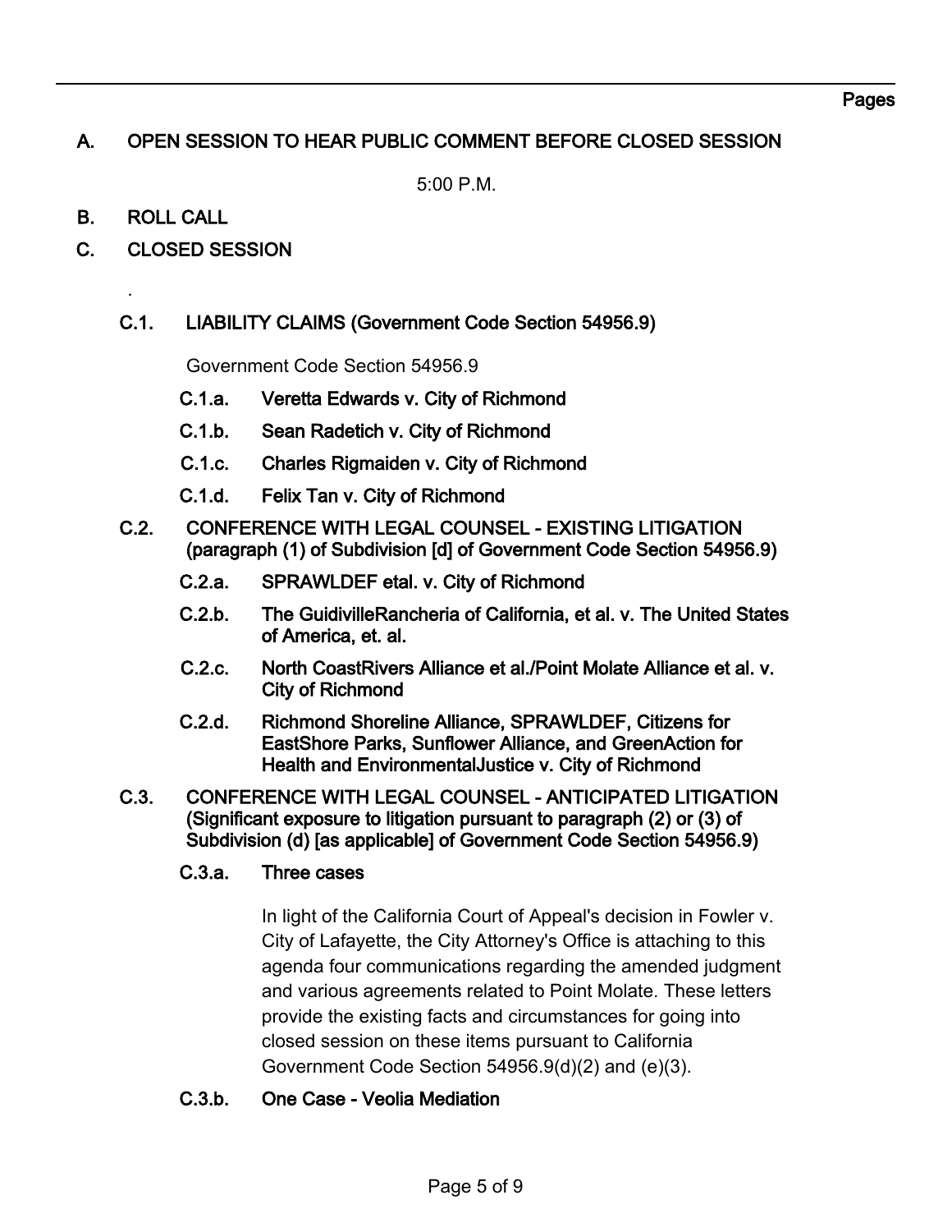Pages

## A. OPEN SESSION TO HEAR PUBLIC COMMENT BEFORE CLOSED SESSION

5:00 P.M.

## B. ROLL CALL

## C. CLOSED SESSION

.

### C.1. LIABILITY CLAIMS (Government Code Section 54956.9)

Government Code Section 54956.9

- **C.1.a. Veretta Edwards v. City of Richmond**
- **C.1.b. Sean Radetich v. City of Richmond**
- **C.1.c. Charles Rigmaiden v. City of Richmond**
- **C.1.d. Felix Tan v. City of Richmond**

### C.2. CONFERENCE WITH LEGAL COUNSEL - EXISTING LITIGATION (paragraph (1) of Subdivision [d] of Government Code Section 54956.9)

- **C.2.a. SPRAWLDEF etal. v. City of Richmond**
- **C.2.b. The GuidivilleRancheria of California, et al. v. The United States of America, et. al.**
- **C.2.c. North CoastRivers Alliance et al./Point Molate Alliance et al. v. City of Richmond**
- **C.2.d. Richmond Shoreline Alliance, SPRAWLDEF, Citizens for EastShore Parks, Sunflower Alliance, and GreenAction for Health and EnvironmentalJustice v. City of Richmond**

### C.3. CONFERENCE WITH LEGAL COUNSEL - ANTICIPATED LITIGATION (Significant exposure to litigation pursuant to paragraph (2) or (3) of Subdivision (d) [as applicable] of Government Code Section 54956.9)

**C.3.a. Three cases**

In light of the California Court of Appeal's decision in Fowler v. City of Lafayette, the City Attorney's Office is attaching to this agenda four communications regarding the amended judgment and various agreements related to Point Molate. These letters provide the existing facts and circumstances for going into closed session on these items pursuant to California Government Code Section 54956.9(d)(2) and (e)(3).

**C.3.b. One Case - Veolia Mediation**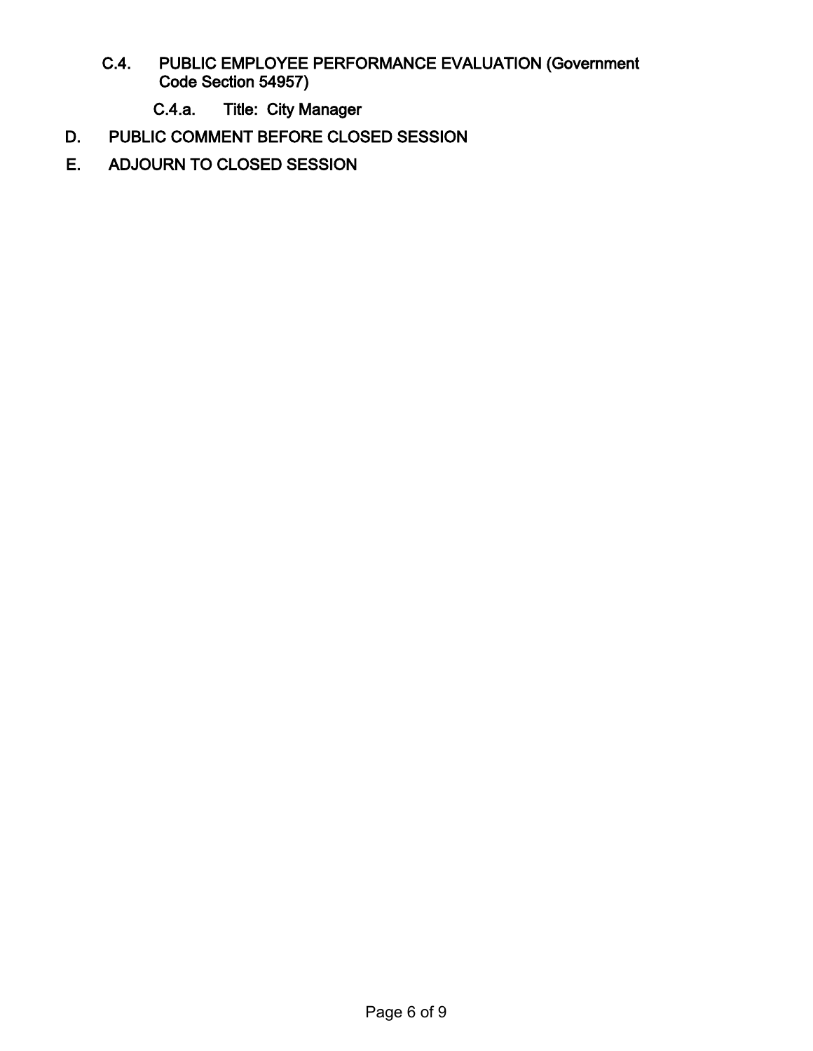C.4. PUBLIC EMPLOYEE PERFORMANCE EVALUATION (Government Code Section 54957)

C.4.a. Title: City Manager

D. PUBLIC COMMENT BEFORE CLOSED SESSION

E. ADJOURN TO CLOSED SESSION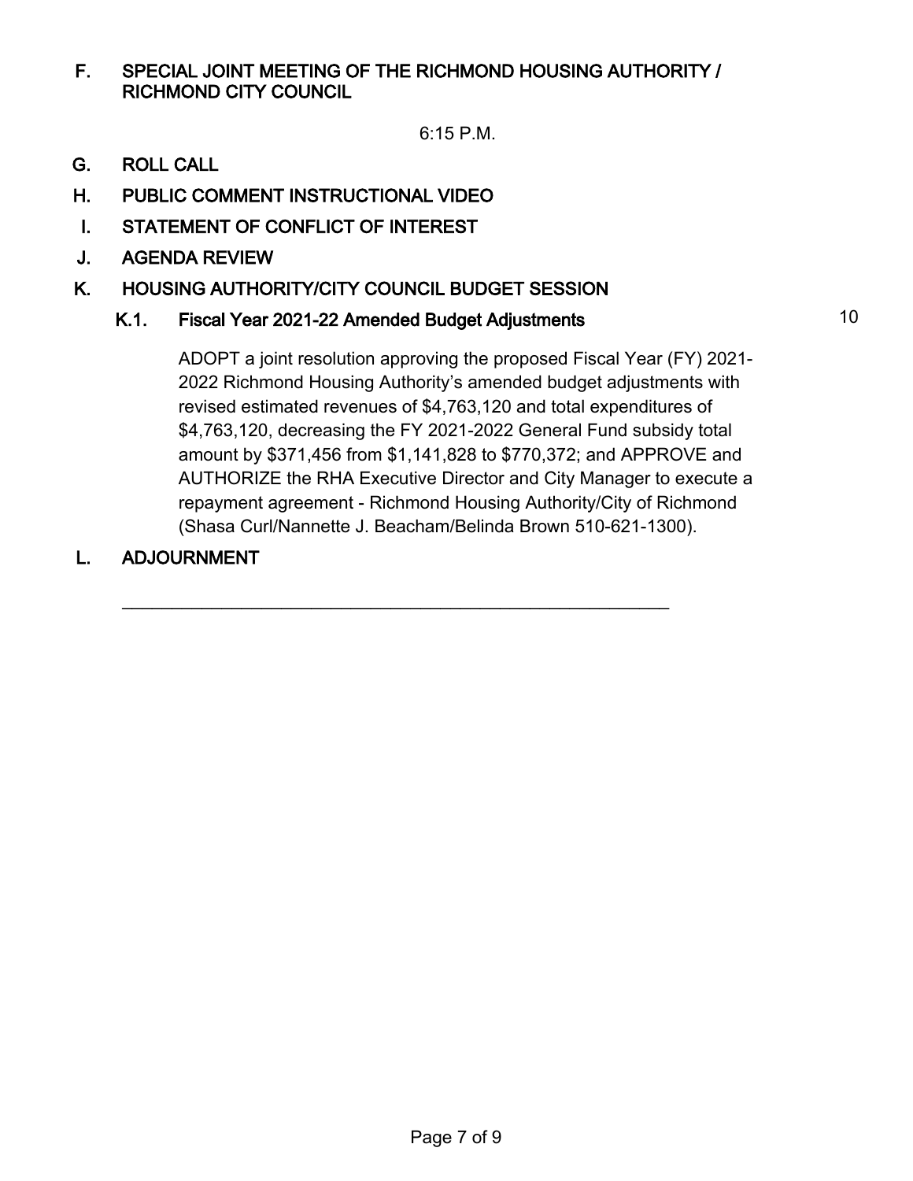## F. SPECIAL JOINT MEETING OF THE RICHMOND HOUSING AUTHORITY / RICHMOND CITY COUNCIL

6:15 P.M.

## G. ROLL CALL

## H. PUBLIC COMMENT INSTRUCTIONAL VIDEO

## I. STATEMENT OF CONFLICT OF INTEREST

## J. AGENDA REVIEW

## K. HOUSING AUTHORITY/CITY COUNCIL BUDGET SESSION

### K.1. Fiscal Year 2021-22 Amended Budget Adjustments — 10

ADOPT a joint resolution approving the proposed Fiscal Year (FY) 2021-2022 Richmond Housing Authority's amended budget adjustments with revised estimated revenues of $4,763,120 and total expenditures of $4,763,120, decreasing the FY 2021-2022 General Fund subsidy total amount by $371,456 from $1,141,828 to $770,372; and APPROVE and AUTHORIZE the RHA Executive Director and City Manager to execute a repayment agreement - Richmond Housing Authority/City of Richmond (Shasa Curl/Nannette J. Beacham/Belinda Brown 510-621-1300).

## L. ADJOURNMENT

---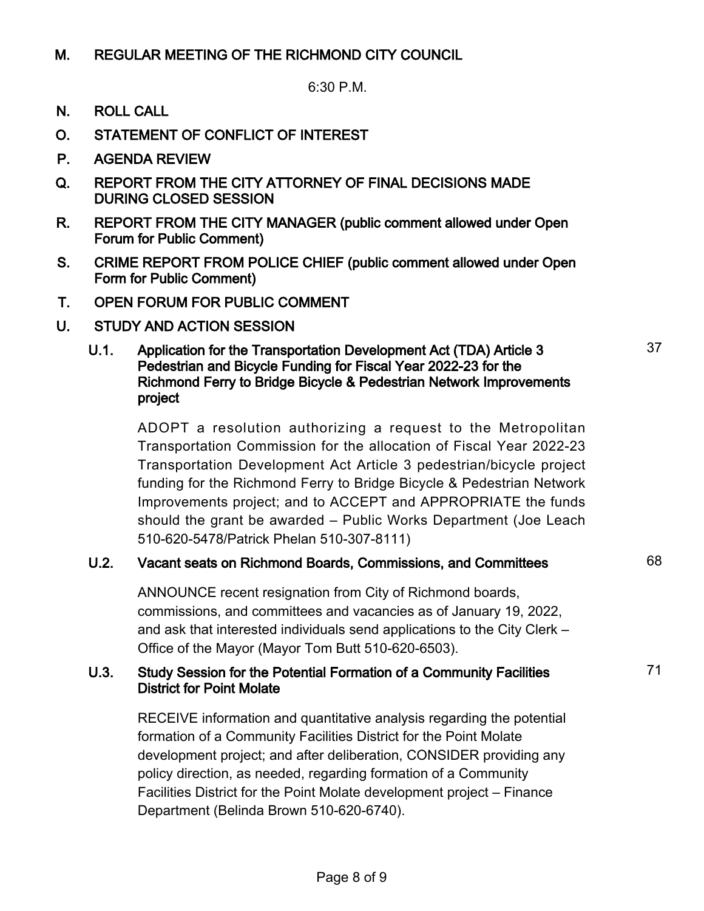## M. REGULAR MEETING OF THE RICHMOND CITY COUNCIL

6:30 P.M.

## N. ROLL CALL

## O. STATEMENT OF CONFLICT OF INTEREST

## P. AGENDA REVIEW

## Q. REPORT FROM THE CITY ATTORNEY OF FINAL DECISIONS MADE DURING CLOSED SESSION

## R. REPORT FROM THE CITY MANAGER (public comment allowed under Open Forum for Public Comment)

## S. CRIME REPORT FROM POLICE CHIEF (public comment allowed under Open Form for Public Comment)

## T. OPEN FORUM FOR PUBLIC COMMENT

## U. STUDY AND ACTION SESSION

### U.1. Application for the Transportation Development Act (TDA) Article 3 Pedestrian and Bicycle Funding for Fiscal Year 2022-23 for the Richmond Ferry to Bridge Bicycle & Pedestrian Network Improvements project — 37

ADOPT a resolution authorizing a request to the Metropolitan Transportation Commission for the allocation of Fiscal Year 2022-23 Transportation Development Act Article 3 pedestrian/bicycle project funding for the Richmond Ferry to Bridge Bicycle & Pedestrian Network Improvements project; and to ACCEPT and APPROPRIATE the funds should the grant be awarded – Public Works Department (Joe Leach 510-620-5478/Patrick Phelan 510-307-8111)

### U.2. Vacant seats on Richmond Boards, Commissions, and Committees — 68

ANNOUNCE recent resignation from City of Richmond boards, commissions, and committees and vacancies as of January 19, 2022, and ask that interested individuals send applications to the City Clerk – Office of the Mayor (Mayor Tom Butt 510-620-6503).

### U.3. Study Session for the Potential Formation of a Community Facilities District for Point Molate — 71

RECEIVE information and quantitative analysis regarding the potential formation of a Community Facilities District for the Point Molate development project; and after deliberation, CONSIDER providing any policy direction, as needed, regarding formation of a Community Facilities District for the Point Molate development project – Finance Department (Belinda Brown 510-620-6740).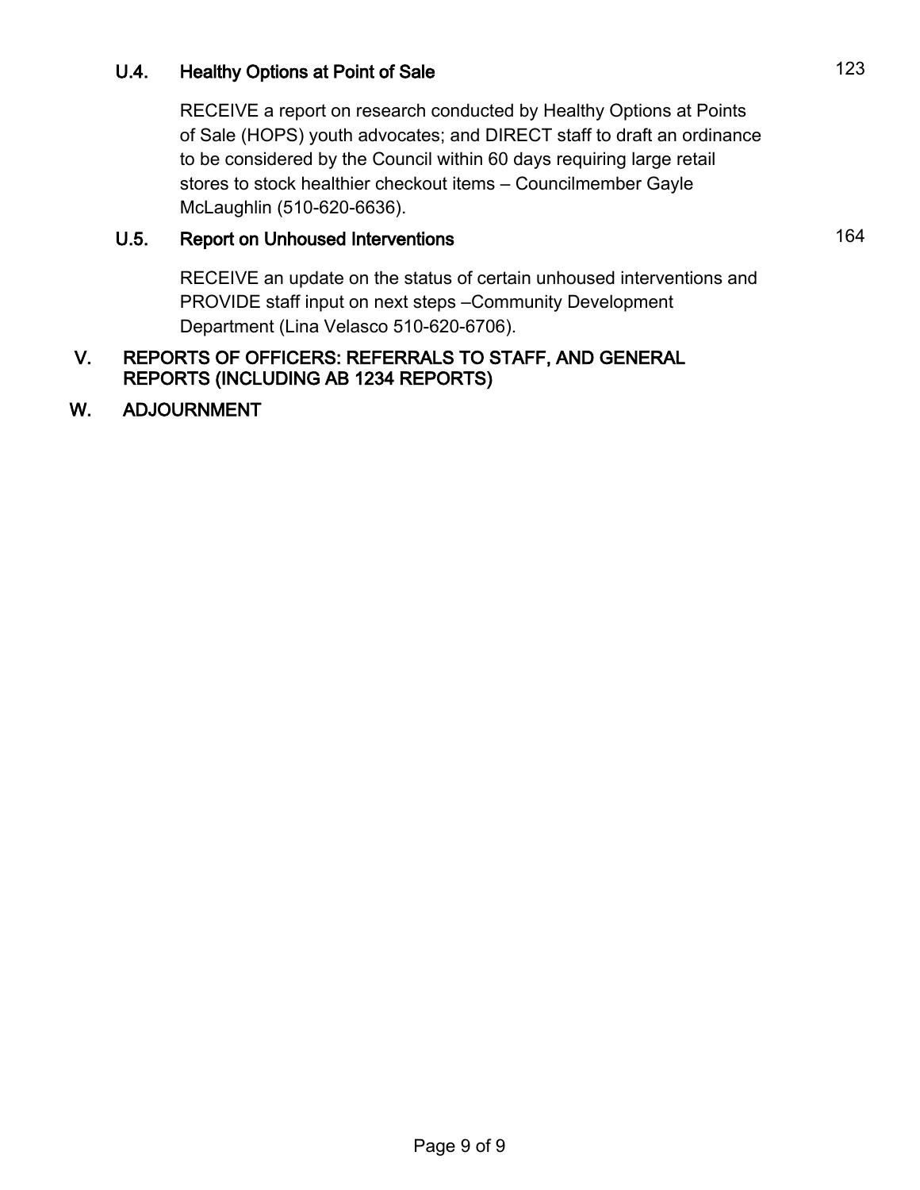### U.4. Healthy Options at Point of Sale

123

RECEIVE a report on research conducted by Healthy Options at Points of Sale (HOPS) youth advocates; and DIRECT staff to draft an ordinance to be considered by the Council within 60 days requiring large retail stores to stock healthier checkout items – Councilmember Gayle McLaughlin (510-620-6636).

### U.5. Report on Unhoused Interventions

164

RECEIVE an update on the status of certain unhoused interventions and PROVIDE staff input on next steps –Community Development Department (Lina Velasco 510-620-6706).

## V. REPORTS OF OFFICERS: REFERRALS TO STAFF, AND GENERAL REPORTS (INCLUDING AB 1234 REPORTS)

## W. ADJOURNMENT